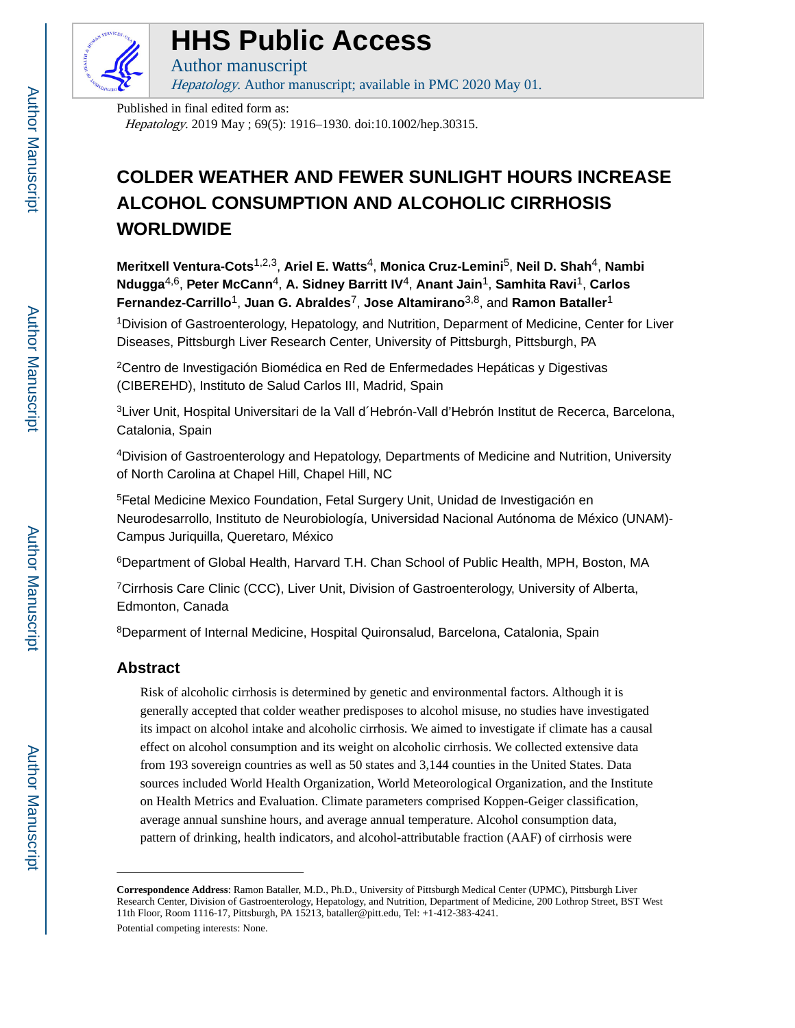# HHS Public Access

Author manuscript

*Hepatology*. Author manuscript; available in PMC 2020 May 01.

Published in final edited form as:

*Hepatology*. 2019 May ; 69(5): 1916–1930. doi:10.1002/hep.30315.

# COLDER WEATHER AND FEWER SUNLIGHT HOURS INCREASE ALCOHOL CONSUMPTION AND ALCOHOLIC CIRRHOSIS WORLDWIDE

**Meritxell Ventura-Cots**[1,2,3], **Ariel E. Watts**[4], **Monica Cruz-Lemini**[5], **Neil D. Shah**[4], **Nambi Ndugga**[4,6], **Peter McCann**[4], **A. Sidney Barritt IV**[4], **Anant Jain**[1], **Samhita Ravi**[1], **Carlos Fernandez-Carrillo**[1], **Juan G. Abraldes**[7], **Jose Altamirano**[3,8], and **Ramon Bataller**[1]

[1]Division of Gastroenterology, Hepatology, and Nutrition, Deparment of Medicine, Center for Liver Diseases, Pittsburgh Liver Research Center, University of Pittsburgh, Pittsburgh, PA

[2]Centro de Investigación Biomédica en Red de Enfermedades Hepáticas y Digestivas (CIBEREHD), Instituto de Salud Carlos III, Madrid, Spain

[3]Liver Unit, Hospital Universitari de la Vall d´Hebrón-Vall d'Hebrón Institut de Rercerca, Barcelona, Catalonia, Spain

[4]Division of Gastroenterology and Hepatology, Departments of Medicine and Nutrition, University of North Carolina at Chapel Hill, Chapel Hill, NC

[5]Fetal Medicine Mexico Foundation, Fetal Surgery Unit, Unidad de Investigación en Neurodesarrollo, Instituto de Neurobiología, Universidad Nacional Autónoma de México (UNAM)-Campus Juriquilla, Queretaro, México

[6]Department of Global Health, Harvard T.H. Chan School of Public Health, MPH, Boston, MA

[7]Cirrhosis Care Clinic (CCC), Liver Unit, Division of Gastroenterology, University of Alberta, Edmonton, Canada

[8]Deparment of Internal Medicine, Hospital Quironsalud, Barcelona, Catalonia, Spain

## Abstract

Risk of alcoholic cirrhosis is determined by genetic and environmental factors. Although it is generally accepted that colder weather predisposes to alcohol misuse, no studies have investigated its impact on alcohol intake and alcoholic cirrhosis. We aimed to investigate if climate has a causal effect on alcohol consumption and its weight on alcoholic cirrhosis. We collected extensive data from 193 sovereign countries as well as 50 states and 3,144 counties in the United States. Data sources included World Health Organization, World Meteorological Organization, and the Institute on Health Metrics and Evaluation. Climate parameters comprised Koppen-Geiger classification, average annual sunshine hours, and average annual temperature. Alcohol consumption data, pattern of drinking, health indicators, and alcohol-attributable fraction (AAF) of cirrhosis were

**Correspondence Address**: Ramon Bataller, M.D., Ph.D., University of Pittsburgh Medical Center (UPMC), Pittsburgh Liver Research Center, Division of Gastroenterology, Hepatology, and Nutrition, Department of Medicine, 200 Lothrop Street, BST West 11th Floor, Room 1116-17, Pittsburgh, PA 15213, bataller@pitt.edu, Tel: +1-412-383-4241.

Potential competing interests: None.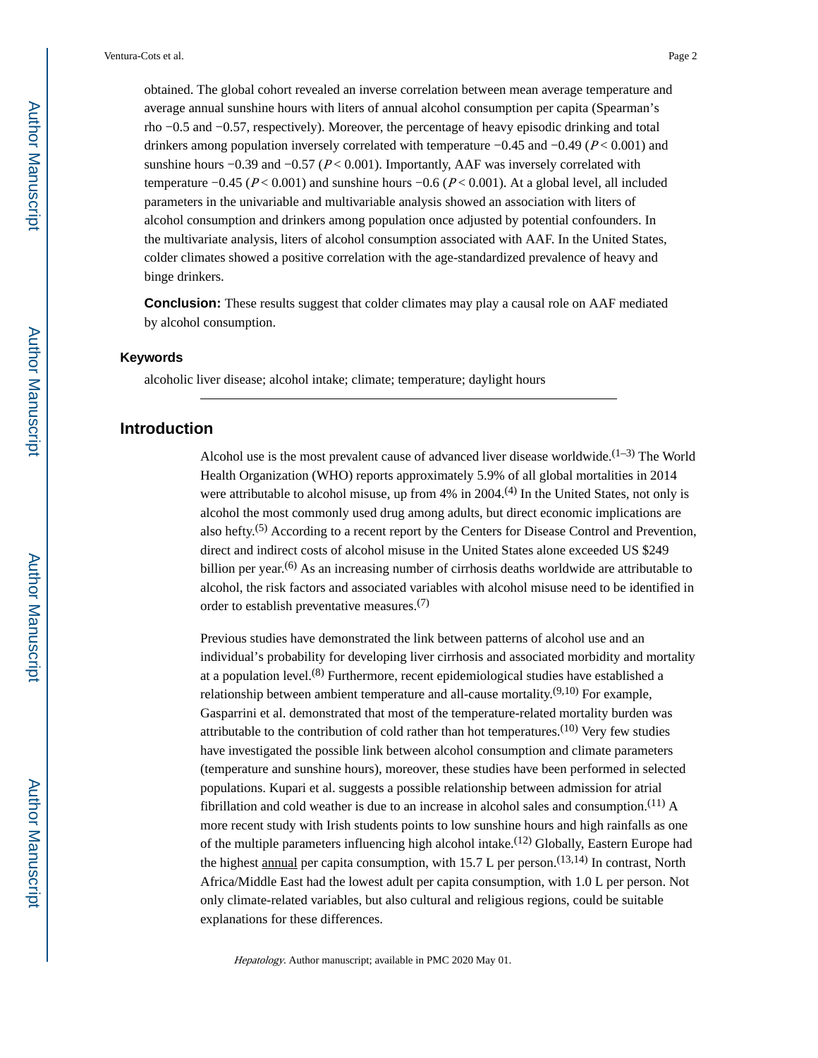obtained. The global cohort revealed an inverse correlation between mean average temperature and average annual sunshine hours with liters of annual alcohol consumption per capita (Spearman's rho −0.5 and −0.57, respectively). Moreover, the percentage of heavy episodic drinking and total drinkers among population inversely correlated with temperature −0.45 and −0.49 ($P < 0.001$) and sunshine hours −0.39 and −0.57 ($P < 0.001$). Importantly, AAF was inversely correlated with temperature −0.45 ($P < 0.001$) and sunshine hours −0.6 ($P < 0.001$). At a global level, all included parameters in the univariable and multivariable analysis showed an association with liters of alcohol consumption and drinkers among population once adjusted by potential confounders. In the multivariate analysis, liters of alcohol consumption associated with AAF. In the United States, colder climates showed a positive correlation with the age-standardized prevalence of heavy and binge drinkers.

**Conclusion:** These results suggest that colder climates may play a causal role on AAF mediated by alcohol consumption.

### Keywords

alcoholic liver disease; alcohol intake; climate; temperature; daylight hours

## Introduction

Alcohol use is the most prevalent cause of advanced liver disease worldwide.[1–3] The World Health Organization (WHO) reports approximately 5.9% of all global mortalities in 2014 were attributable to alcohol misuse, up from 4% in 2004.[4] In the United States, not only is alcohol the most commonly used drug among adults, but direct economic implications are also hefty.[5] According to a recent report by the Centers for Disease Control and Prevention, direct and indirect costs of alcohol misuse in the United States alone exceeded US $249 billion per year.[6] As an increasing number of cirrhosis deaths worldwide are attributable to alcohol, the risk factors and associated variables with alcohol misuse need to be identified in order to establish preventative measures.[7]

Previous studies have demonstrated the link between patterns of alcohol use and an individual's probability for developing liver cirrhosis and associated morbidity and mortality at a population level.[8] Furthermore, recent epidemiological studies have established a relationship between ambient temperature and all-cause mortality.[9,10] For example, Gasparrini et al. demonstrated that most of the temperature-related mortality burden was attributable to the contribution of cold rather than hot temperatures.[10] Very few studies have investigated the possible link between alcohol consumption and climate parameters (temperature and sunshine hours), moreover, these studies have been performed in selected populations. Kupari et al. suggests a possible relationship between admission for atrial fibrillation and cold weather is due to an increase in alcohol sales and consumption.[11] A more recent study with Irish students points to low sunshine hours and high rainfalls as one of the multiple parameters influencing high alcohol intake.[12] Globally, Eastern Europe had the highest annual per capita consumption, with 15.7 L per person.[13,14] In contrast, North Africa/Middle East had the lowest adult per capita consumption, with 1.0 L per person. Not only climate-related variables, but also cultural and religious regions, could be suitable explanations for these differences.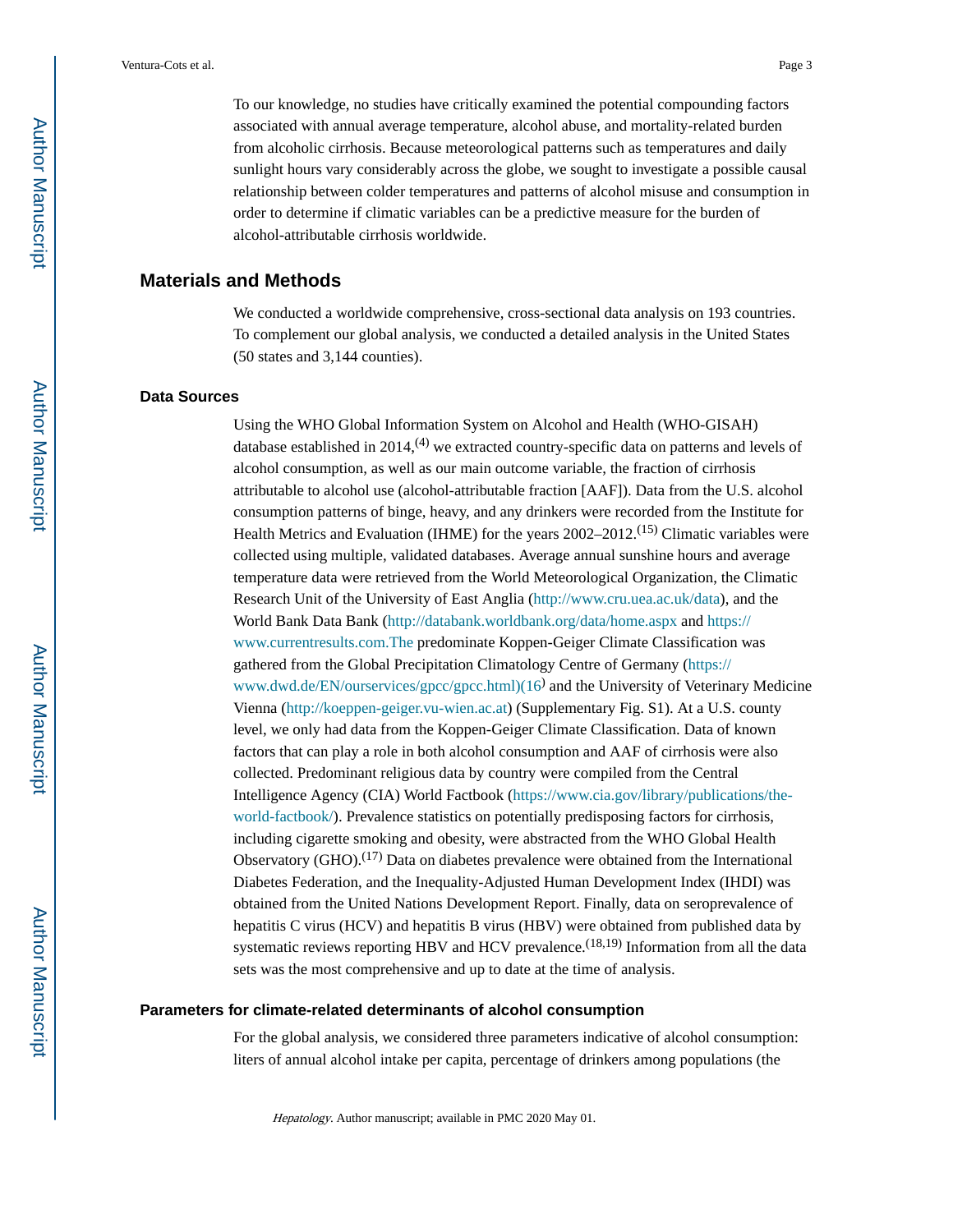To our knowledge, no studies have critically examined the potential compounding factors associated with annual average temperature, alcohol abuse, and mortality-related burden from alcoholic cirrhosis. Because meteorological patterns such as temperatures and daily sunlight hours vary considerably across the globe, we sought to investigate a possible causal relationship between colder temperatures and patterns of alcohol misuse and consumption in order to determine if climatic variables can be a predictive measure for the burden of alcohol-attributable cirrhosis worldwide.

## Materials and Methods

We conducted a worldwide comprehensive, cross-sectional data analysis on 193 countries. To complement our global analysis, we conducted a detailed analysis in the United States (50 states and 3,144 counties).

### Data Sources

Using the WHO Global Information System on Alcohol and Health (WHO-GISAH) database established in 2014,[4] we extracted country-specific data on patterns and levels of alcohol consumption, as well as our main outcome variable, the fraction of cirrhosis attributable to alcohol use (alcohol-attributable fraction [AAF]). Data from the U.S. alcohol consumption patterns of binge, heavy, and any drinkers were recorded from the Institute for Health Metrics and Evaluation (IHME) for the years 2002–2012.[15] Climatic variables were collected using multiple, validated databases. Average annual sunshine hours and average temperature data were retrieved from the World Meteorological Organization, the Climatic Research Unit of the University of East Anglia (http://www.cru.uea.ac.uk/data), and the World Bank Data Bank (http://databank.worldbank.org/data/home.aspx and https://www.currentresults.com.The predominate Koppen-Geiger Climate Classification was gathered from the Global Precipitation Climatology Centre of Germany (https://www.dwd.de/EN/ourservices/gpcc/gpcc.html)(16) and the University of Veterinary Medicine Vienna (http://koeppen-geiger.vu-wien.ac.at) (Supplementary Fig. S1). At a U.S. county level, we only had data from the Koppen-Geiger Climate Classification. Data of known factors that can play a role in both alcohol consumption and AAF of cirrhosis were also collected. Predominant religious data by country were compiled from the Central Intelligence Agency (CIA) World Factbook (https://www.cia.gov/library/publications/the-world-factbook/). Prevalence statistics on potentially predisposing factors for cirrhosis, including cigarette smoking and obesity, were abstracted from the WHO Global Health Observatory (GHO).[17] Data on diabetes prevalence were obtained from the International Diabetes Federation, and the Inequality-Adjusted Human Development Index (IHDI) was obtained from the United Nations Development Report. Finally, data on seroprevalence of hepatitis C virus (HCV) and hepatitis B virus (HBV) were obtained from published data by systematic reviews reporting HBV and HCV prevalence.[18,19] Information from all the data sets was the most comprehensive and up to date at the time of analysis.

### Parameters for climate-related determinants of alcohol consumption

For the global analysis, we considered three parameters indicative of alcohol consumption: liters of annual alcohol intake per capita, percentage of drinkers among populations (the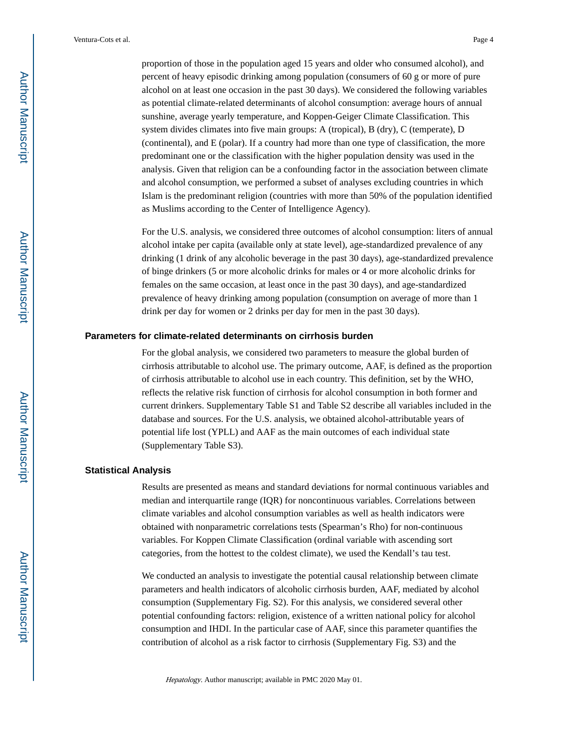proportion of those in the population aged 15 years and older who consumed alcohol), and percent of heavy episodic drinking among population (consumers of 60 g or more of pure alcohol on at least one occasion in the past 30 days). We considered the following variables as potential climate-related determinants of alcohol consumption: average hours of annual sunshine, average yearly temperature, and Koppen-Geiger Climate Classification. This system divides climates into five main groups: A (tropical), B (dry), C (temperate), D (continental), and E (polar). If a country had more than one type of classification, the more predominant one or the classification with the higher population density was used in the analysis. Given that religion can be a confounding factor in the association between climate and alcohol consumption, we performed a subset of analyses excluding countries in which Islam is the predominant religion (countries with more than 50% of the population identified as Muslims according to the Center of Intelligence Agency).

For the U.S. analysis, we considered three outcomes of alcohol consumption: liters of annual alcohol intake per capita (available only at state level), age-standardized prevalence of any drinking (1 drink of any alcoholic beverage in the past 30 days), age-standardized prevalence of binge drinkers (5 or more alcoholic drinks for males or 4 or more alcoholic drinks for females on the same occasion, at least once in the past 30 days), and age-standardized prevalence of heavy drinking among population (consumption on average of more than 1 drink per day for women or 2 drinks per day for men in the past 30 days).

## Parameters for climate-related determinants on cirrhosis burden

For the global analysis, we considered two parameters to measure the global burden of cirrhosis attributable to alcohol use. The primary outcome, AAF, is defined as the proportion of cirrhosis attributable to alcohol use in each country. This definition, set by the WHO, reflects the relative risk function of cirrhosis for alcohol consumption in both former and current drinkers. Supplementary Table S1 and Table S2 describe all variables included in the database and sources. For the U.S. analysis, we obtained alcohol-attributable years of potential life lost (YPLL) and AAF as the main outcomes of each individual state (Supplementary Table S3).

## Statistical Analysis

Results are presented as means and standard deviations for normal continuous variables and median and interquartile range (IQR) for noncontinuous variables. Correlations between climate variables and alcohol consumption variables as well as health indicators were obtained with nonparametric correlations tests (Spearman's Rho) for non-continuous variables. For Koppen Climate Classification (ordinal variable with ascending sort categories, from the hottest to the coldest climate), we used the Kendall's tau test.

We conducted an analysis to investigate the potential causal relationship between climate parameters and health indicators of alcoholic cirrhosis burden, AAF, mediated by alcohol consumption (Supplementary Fig. S2). For this analysis, we considered several other potential confounding factors: religion, existence of a written national policy for alcohol consumption and IHDI. In the particular case of AAF, since this parameter quantifies the contribution of alcohol as a risk factor to cirrhosis (Supplementary Fig. S3) and the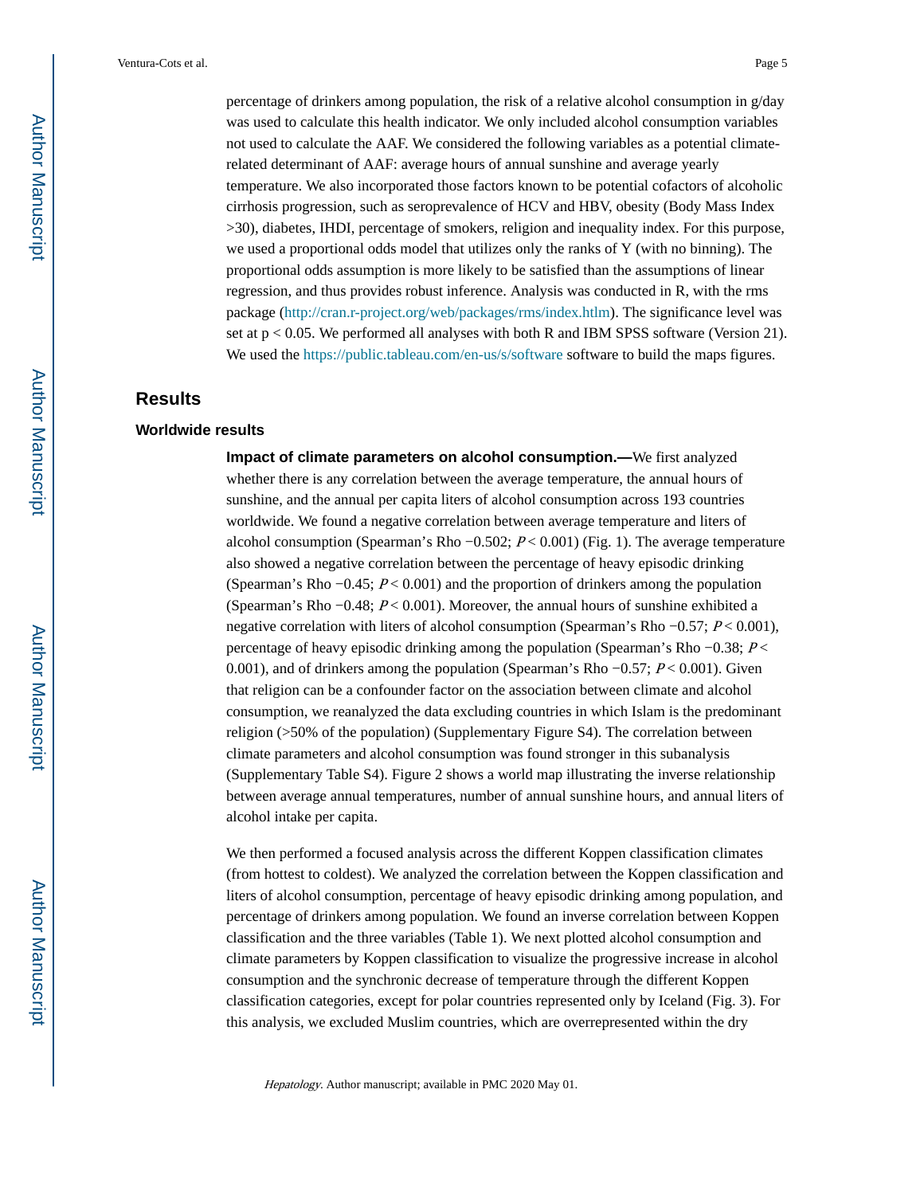percentage of drinkers among population, the risk of a relative alcohol consumption in g/day was used to calculate this health indicator. We only included alcohol consumption variables not used to calculate the AAF. We considered the following variables as a potential climate-related determinant of AAF: average hours of annual sunshine and average yearly temperature. We also incorporated those factors known to be potential cofactors of alcoholic cirrhosis progression, such as seroprevalence of HCV and HBV, obesity (Body Mass Index >30), diabetes, IHDI, percentage of smokers, religion and inequality index. For this purpose, we used a proportional odds model that utilizes only the ranks of Y (with no binning). The proportional odds assumption is more likely to be satisfied than the assumptions of linear regression, and thus provides robust inference. Analysis was conducted in R, with the rms package (http://cran.r-project.org/web/packages/rms/index.htlm). The significance level was set at $p < 0.05$. We performed all analyses with both R and IBM SPSS software (Version 21). We used the https://public.tableau.com/en-us/s/software software to build the maps figures.

## Results

### Worldwide results

**Impact of climate parameters on alcohol consumption.—**We first analyzed whether there is any correlation between the average temperature, the annual hours of sunshine, and the annual per capita liters of alcohol consumption across 193 countries worldwide. We found a negative correlation between average temperature and liters of alcohol consumption (Spearman's Rho −0.502; $P < 0.001$) (Fig. 1). The average temperature also showed a negative correlation between the percentage of heavy episodic drinking (Spearman's Rho −0.45; $P < 0.001$) and the proportion of drinkers among the population (Spearman's Rho −0.48; $P < 0.001$). Moreover, the annual hours of sunshine exhibited a negative correlation with liters of alcohol consumption (Spearman's Rho −0.57; $P < 0.001$), percentage of heavy episodic drinking among the population (Spearman's Rho −0.38; $P < 0.001$), and of drinkers among the population (Spearman's Rho −0.57; $P < 0.001$). Given that religion can be a confounder factor on the association between climate and alcohol consumption, we reanalyzed the data excluding countries in which Islam is the predominant religion (>50% of the population) (Supplementary Figure S4). The correlation between climate parameters and alcohol consumption was found stronger in this subanalysis (Supplementary Table S4). Figure 2 shows a world map illustrating the inverse relationship between average annual temperatures, number of annual sunshine hours, and annual liters of alcohol intake per capita.

We then performed a focused analysis across the different Koppen classification climates (from hottest to coldest). We analyzed the correlation between the Koppen classification and liters of alcohol consumption, percentage of heavy episodic drinking among population, and percentage of drinkers among population. We found an inverse correlation between Koppen classification and the three variables (Table 1). We next plotted alcohol consumption and climate parameters by Koppen classification to visualize the progressive increase in alcohol consumption and the synchronic decrease of temperature through the different Koppen classification categories, except for polar countries represented only by Iceland (Fig. 3). For this analysis, we excluded Muslim countries, which are overrepresented within the dry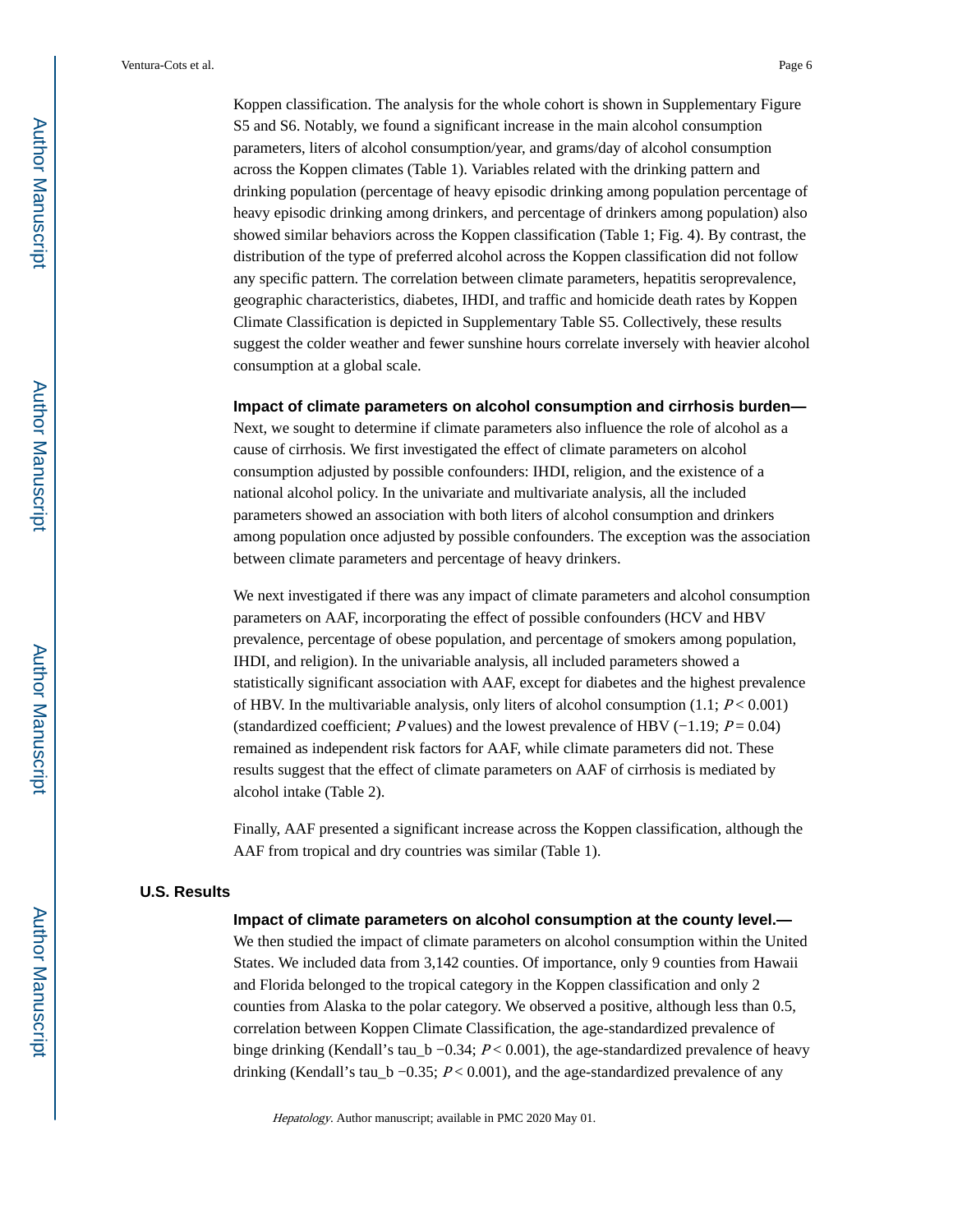Koppen classification. The analysis for the whole cohort is shown in Supplementary Figure S5 and S6. Notably, we found a significant increase in the main alcohol consumption parameters, liters of alcohol consumption/year, and grams/day of alcohol consumption across the Koppen climates (Table 1). Variables related with the drinking pattern and drinking population (percentage of heavy episodic drinking among population percentage of heavy episodic drinking among drinkers, and percentage of drinkers among population) also showed similar behaviors across the Koppen classification (Table 1; Fig. 4). By contrast, the distribution of the type of preferred alcohol across the Koppen classification did not follow any specific pattern. The correlation between climate parameters, hepatitis seroprevalence, geographic characteristics, diabetes, IHDI, and traffic and homicide death rates by Koppen Climate Classification is depicted in Supplementary Table S5. Collectively, these results suggest the colder weather and fewer sunshine hours correlate inversely with heavier alcohol consumption at a global scale.

#### Impact of climate parameters on alcohol consumption and cirrhosis burden—

Next, we sought to determine if climate parameters also influence the role of alcohol as a cause of cirrhosis. We first investigated the effect of climate parameters on alcohol consumption adjusted by possible confounders: IHDI, religion, and the existence of a national alcohol policy. In the univariate and multivariate analysis, all the included parameters showed an association with both liters of alcohol consumption and drinkers among population once adjusted by possible confounders. The exception was the association between climate parameters and percentage of heavy drinkers.

We next investigated if there was any impact of climate parameters and alcohol consumption parameters on AAF, incorporating the effect of possible confounders (HCV and HBV prevalence, percentage of obese population, and percentage of smokers among population, IHDI, and religion). In the univariable analysis, all included parameters showed a statistically significant association with AAF, except for diabetes and the highest prevalence of HBV. In the multivariable analysis, only liters of alcohol consumption (1.1; $P < 0.001$) (standardized coefficient; $P$ values) and the lowest prevalence of HBV (−1.19; $P = 0.04$) remained as independent risk factors for AAF, while climate parameters did not. These results suggest that the effect of climate parameters on AAF of cirrhosis is mediated by alcohol intake (Table 2).

Finally, AAF presented a significant increase across the Koppen classification, although the AAF from tropical and dry countries was similar (Table 1).

### U.S. Results

#### Impact of climate parameters on alcohol consumption at the county level.—

We then studied the impact of climate parameters on alcohol consumption within the United States. We included data from 3,142 counties. Of importance, only 9 counties from Hawaii and Florida belonged to the tropical category in the Koppen classification and only 2 counties from Alaska to the polar category. We observed a positive, although less than 0.5, correlation between Koppen Climate Classification, the age-standardized prevalence of binge drinking (Kendall's tau_b −0.34; $P < 0.001$), the age-standardized prevalence of heavy drinking (Kendall's tau_b −0.35; $P < 0.001$), and the age-standardized prevalence of any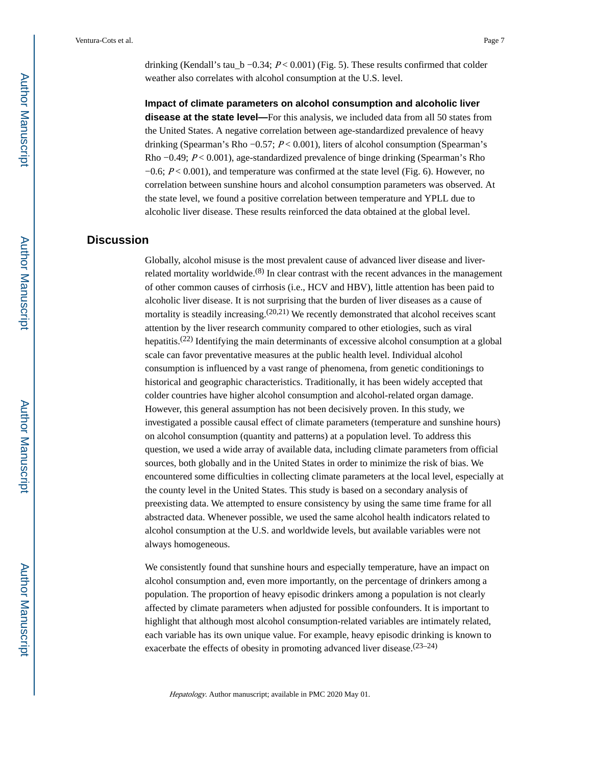drinking (Kendall's tau_b −0.34; $P < 0.001$) (Fig. 5). These results confirmed that colder weather also correlates with alcohol consumption at the U.S. level.

**Impact of climate parameters on alcohol consumption and alcoholic liver disease at the state level—**For this analysis, we included data from all 50 states from the United States. A negative correlation between age-standardized prevalence of heavy drinking (Spearman's Rho −0.57; $P < 0.001$), liters of alcohol consumption (Spearman's Rho −0.49; $P < 0.001$), age-standardized prevalence of binge drinking (Spearman's Rho −0.6; $P < 0.001$), and temperature was confirmed at the state level (Fig. 6). However, no correlation between sunshine hours and alcohol consumption parameters was observed. At the state level, we found a positive correlation between temperature and YPLL due to alcoholic liver disease. These results reinforced the data obtained at the global level.

## Discussion

Globally, alcohol misuse is the most prevalent cause of advanced liver disease and liver-related mortality worldwide.[8] In clear contrast with the recent advances in the management of other common causes of cirrhosis (i.e., HCV and HBV), little attention has been paid to alcoholic liver disease. It is not surprising that the burden of liver diseases as a cause of mortality is steadily increasing.[20,21] We recently demonstrated that alcohol receives scant attention by the liver research community compared to other etiologies, such as viral hepatitis.[22] Identifying the main determinants of excessive alcohol consumption at a global scale can favor preventative measures at the public health level. Individual alcohol consumption is influenced by a vast range of phenomena, from genetic conditionings to historical and geographic characteristics. Traditionally, it has been widely accepted that colder countries have higher alcohol consumption and alcohol-related organ damage. However, this general assumption has not been decisively proven. In this study, we investigated a possible causal effect of climate parameters (temperature and sunshine hours) on alcohol consumption (quantity and patterns) at a population level. To address this question, we used a wide array of available data, including climate parameters from official sources, both globally and in the United States in order to minimize the risk of bias. We encountered some difficulties in collecting climate parameters at the local level, especially at the county level in the United States. This study is based on a secondary analysis of preexisting data. We attempted to ensure consistency by using the same time frame for all abstracted data. Whenever possible, we used the same alcohol health indicators related to alcohol consumption at the U.S. and worldwide levels, but available variables were not always homogeneous.

We consistently found that sunshine hours and especially temperature, have an impact on alcohol consumption and, even more importantly, on the percentage of drinkers among a population. The proportion of heavy episodic drinkers among a population is not clearly affected by climate parameters when adjusted for possible confounders. It is important to highlight that although most alcohol consumption-related variables are intimately related, each variable has its own unique value. For example, heavy episodic drinking is known to exacerbate the effects of obesity in promoting advanced liver disease.[23–24]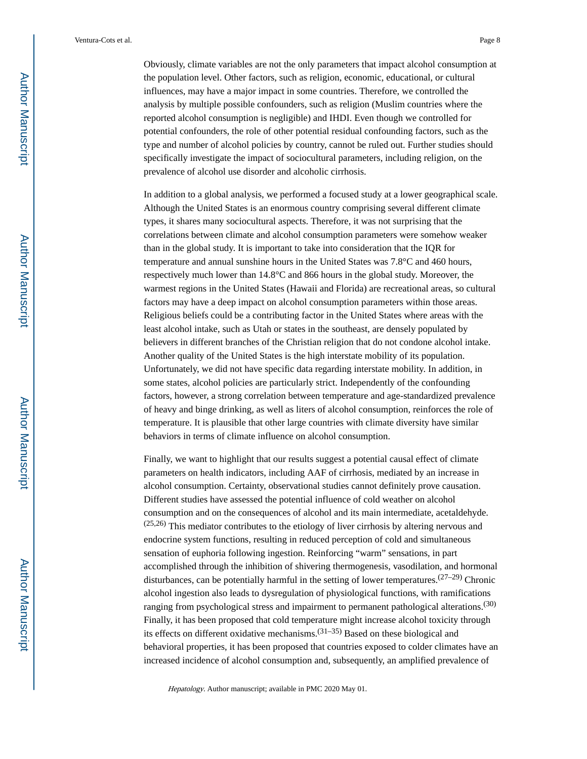Obviously, climate variables are not the only parameters that impact alcohol consumption at the population level. Other factors, such as religion, economic, educational, or cultural influences, may have a major impact in some countries. Therefore, we controlled the analysis by multiple possible confounders, such as religion (Muslim countries where the reported alcohol consumption is negligible) and IHDI. Even though we controlled for potential confounders, the role of other potential residual confounding factors, such as the type and number of alcohol policies by country, cannot be ruled out. Further studies should specifically investigate the impact of sociocultural parameters, including religion, on the prevalence of alcohol use disorder and alcoholic cirrhosis.

In addition to a global analysis, we performed a focused study at a lower geographical scale. Although the United States is an enormous country comprising several different climate types, it shares many sociocultural aspects. Therefore, it was not surprising that the correlations between climate and alcohol consumption parameters were somehow weaker than in the global study. It is important to take into consideration that the IQR for temperature and annual sunshine hours in the United States was 7.8°C and 460 hours, respectively much lower than 14.8°C and 866 hours in the global study. Moreover, the warmest regions in the United States (Hawaii and Florida) are recreational areas, so cultural factors may have a deep impact on alcohol consumption parameters within those areas. Religious beliefs could be a contributing factor in the United States where areas with the least alcohol intake, such as Utah or states in the southeast, are densely populated by believers in different branches of the Christian religion that do not condone alcohol intake. Another quality of the United States is the high interstate mobility of its population. Unfortunately, we did not have specific data regarding interstate mobility. In addition, in some states, alcohol policies are particularly strict. Independently of the confounding factors, however, a strong correlation between temperature and age-standardized prevalence of heavy and binge drinking, as well as liters of alcohol consumption, reinforces the role of temperature. It is plausible that other large countries with climate diversity have similar behaviors in terms of climate influence on alcohol consumption.

Finally, we want to highlight that our results suggest a potential causal effect of climate parameters on health indicators, including AAF of cirrhosis, mediated by an increase in alcohol consumption. Certainty, observational studies cannot definitely prove causation. Different studies have assessed the potential influence of cold weather on alcohol consumption and on the consequences of alcohol and its main intermediate, acetaldehyde.[25,26] This mediator contributes to the etiology of liver cirrhosis by altering nervous and endocrine system functions, resulting in reduced perception of cold and simultaneous sensation of euphoria following ingestion. Reinforcing "warm" sensations, in part accomplished through the inhibition of shivering thermogenesis, vasodilation, and hormonal disturbances, can be potentially harmful in the setting of lower temperatures.[27–29] Chronic alcohol ingestion also leads to dysregulation of physiological functions, with ramifications ranging from psychological stress and impairment to permanent pathological alterations.[30] Finally, it has been proposed that cold temperature might increase alcohol toxicity through its effects on different oxidative mechanisms.[31–35] Based on these biological and behavioral properties, it has been proposed that countries exposed to colder climates have an increased incidence of alcohol consumption and, subsequently, an amplified prevalence of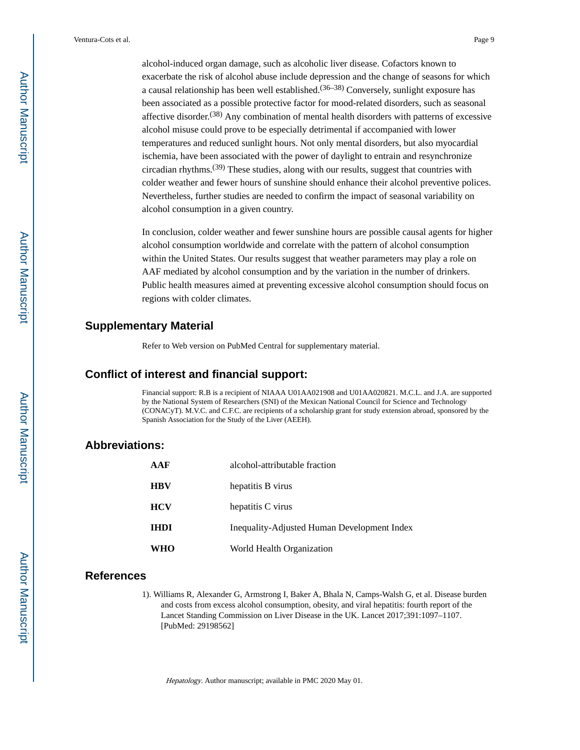alcohol-induced organ damage, such as alcoholic liver disease. Cofactors known to exacerbate the risk of alcohol abuse include depression and the change of seasons for which a causal relationship has been well established.[36–38] Conversely, sunlight exposure has been associated as a possible protective factor for mood-related disorders, such as seasonal affective disorder.[38] Any combination of mental health disorders with patterns of excessive alcohol misuse could prove to be especially detrimental if accompanied with lower temperatures and reduced sunlight hours. Not only mental disorders, but also myocardial ischemia, have been associated with the power of daylight to entrain and resynchronize circadian rhythms.[39] These studies, along with our results, suggest that countries with colder weather and fewer hours of sunshine should enhance their alcohol preventive polices. Nevertheless, further studies are needed to confirm the impact of seasonal variability on alcohol consumption in a given country.

In conclusion, colder weather and fewer sunshine hours are possible causal agents for higher alcohol consumption worldwide and correlate with the pattern of alcohol consumption within the United States. Our results suggest that weather parameters may play a role on AAF mediated by alcohol consumption and by the variation in the number of drinkers. Public health measures aimed at preventing excessive alcohol consumption should focus on regions with colder climates.

## Supplementary Material

Refer to Web version on PubMed Central for supplementary material.

## Conflict of interest and financial support:

Financial support: R.B is a recipient of NIAAA U01AA021908 and U01AA020821. M.C.L. and J.A. are supported by the National System of Researchers (SNI) of the Mexican National Council for Science and Technology (CONACyT). M.V.C. and C.F.C. are recipients of a scholarship grant for study extension abroad, sponsored by the Spanish Association for the Study of the Liver (AEEH).

## Abbreviations:

| | |
|---|---|
| **AAF** | alcohol-attributable fraction |
| **HBV** | hepatitis B virus |
| **HCV** | hepatitis C virus |
| **IHDI** | Inequality-Adjusted Human Development Index |
| **WHO** | World Health Organization |

## References

1). Williams R, Alexander G, Armstrong I, Baker A, Bhala N, Camps-Walsh G, et al. Disease burden and costs from excess alcohol consumption, obesity, and viral hepatitis: fourth report of the Lancet Standing Commission on Liver Disease in the UK. Lancet 2017;391:1097–1107. [PubMed: 29198562]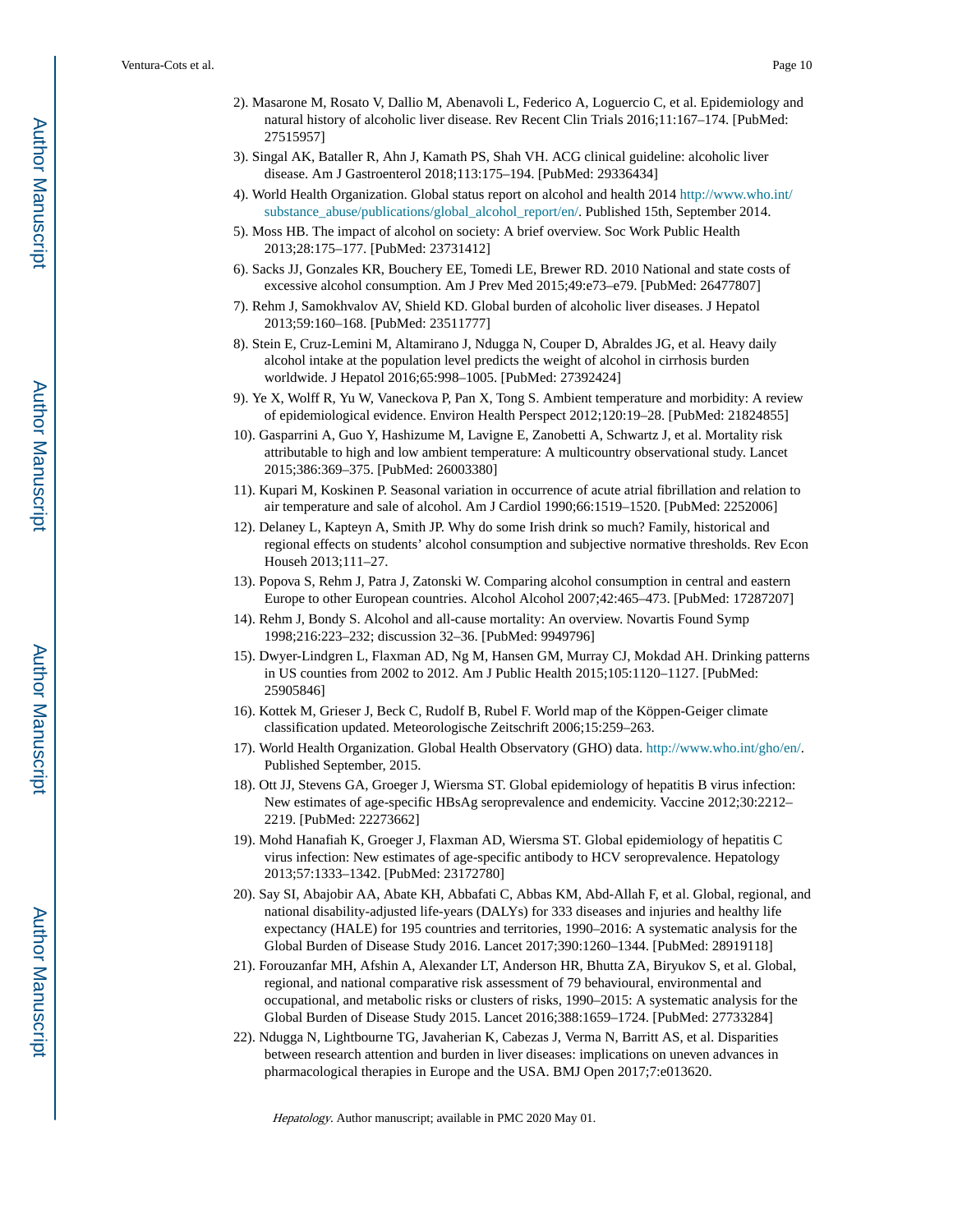2). Masarone M, Rosato V, Dallio M, Abenavoli L, Federico A, Loguercio C, et al. Epidemiology and natural history of alcoholic liver disease. Rev Recent Clin Trials 2016;11:167–174. [PubMed: 27515957]

3). Singal AK, Bataller R, Ahn J, Kamath PS, Shah VH. ACG clinical guideline: alcoholic liver disease. Am J Gastroenterol 2018;113:175–194. [PubMed: 29336434]

4). World Health Organization. Global status report on alcohol and health 2014 http://www.who.int/substance_abuse/publications/global_alcohol_report/en/. Published 15th, September 2014.

5). Moss HB. The impact of alcohol on society: A brief overview. Soc Work Public Health 2013;28:175–177. [PubMed: 23731412]

6). Sacks JJ, Gonzales KR, Bouchery EE, Tomedi LE, Brewer RD. 2010 National and state costs of excessive alcohol consumption. Am J Prev Med 2015;49:e73–e79. [PubMed: 26477807]

7). Rehm J, Samokhvalov AV, Shield KD. Global burden of alcoholic liver diseases. J Hepatol 2013;59:160–168. [PubMed: 23511777]

8). Stein E, Cruz-Lemini M, Altamirano J, Ndugga N, Couper D, Abraldes JG, et al. Heavy daily alcohol intake at the population level predicts the weight of alcohol in cirrhosis burden worldwide. J Hepatol 2016;65:998–1005. [PubMed: 27392424]

9). Ye X, Wolff R, Yu W, Vaneckova P, Pan X, Tong S. Ambient temperature and morbidity: A review of epidemiological evidence. Environ Health Perspect 2012;120:19–28. [PubMed: 21824855]

10). Gasparrini A, Guo Y, Hashizume M, Lavigne E, Zanobetti A, Schwartz J, et al. Mortality risk attributable to high and low ambient temperature: A multicountry observational study. Lancet 2015;386:369–375. [PubMed: 26003380]

11). Kupari M, Koskinen P. Seasonal variation in occurrence of acute atrial fibrillation and relation to air temperature and sale of alcohol. Am J Cardiol 1990;66:1519–1520. [PubMed: 2252006]

12). Delaney L, Kapteyn A, Smith JP. Why do some Irish drink so much? Family, historical and regional effects on students' alcohol consumption and subjective normative thresholds. Rev Econ Househ 2013;111–27.

13). Popova S, Rehm J, Patra J, Zatonski W. Comparing alcohol consumption in central and eastern Europe to other European countries. Alcohol Alcohol 2007;42:465–473. [PubMed: 17287207]

14). Rehm J, Bondy S. Alcohol and all-cause mortality: An overview. Novartis Found Symp 1998;216:223–232; discussion 32–36. [PubMed: 9949796]

15). Dwyer-Lindgren L, Flaxman AD, Ng M, Hansen GM, Murray CJ, Mokdad AH. Drinking patterns in US counties from 2002 to 2012. Am J Public Health 2015;105:1120–1127. [PubMed: 25905846]

16). Kottek M, Grieser J, Beck C, Rudolf B, Rubel F. World map of the Köppen-Geiger climate classification updated. Meteorologische Zeitschrift 2006;15:259–263.

17). World Health Organization. Global Health Observatory (GHO) data. http://www.who.int/gho/en/. Published September, 2015.

18). Ott JJ, Stevens GA, Groeger J, Wiersma ST. Global epidemiology of hepatitis B virus infection: New estimates of age-specific HBsAg seroprevalence and endemicity. Vaccine 2012;30:2212–2219. [PubMed: 22273662]

19). Mohd Hanafiah K, Groeger J, Flaxman AD, Wiersma ST. Global epidemiology of hepatitis C virus infection: New estimates of age-specific antibody to HCV seroprevalence. Hepatology 2013;57:1333–1342. [PubMed: 23172780]

20). Say SI, Abajobir AA, Abate KH, Abbafati C, Abbas KM, Abd-Allah F, et al. Global, regional, and national disability-adjusted life-years (DALYs) for 333 diseases and injuries and healthy life expectancy (HALE) for 195 countries and territories, 1990–2016: A systematic analysis for the Global Burden of Disease Study 2016. Lancet 2017;390:1260–1344. [PubMed: 28919118]

21). Forouzanfar MH, Afshin A, Alexander LT, Anderson HR, Bhutta ZA, Biryukov S, et al. Global, regional, and national comparative risk assessment of 79 behavioural, environmental and occupational, and metabolic risks or clusters of risks, 1990–2015: A systematic analysis for the Global Burden of Disease Study 2015. Lancet 2016;388:1659–1724. [PubMed: 27733284]

22). Ndugga N, Lightbourne TG, Javaherian K, Cabezas J, Verma N, Barritt AS, et al. Disparities between research attention and burden in liver diseases: implications on uneven advances in pharmacological therapies in Europe and the USA. BMJ Open 2017;7:e013620.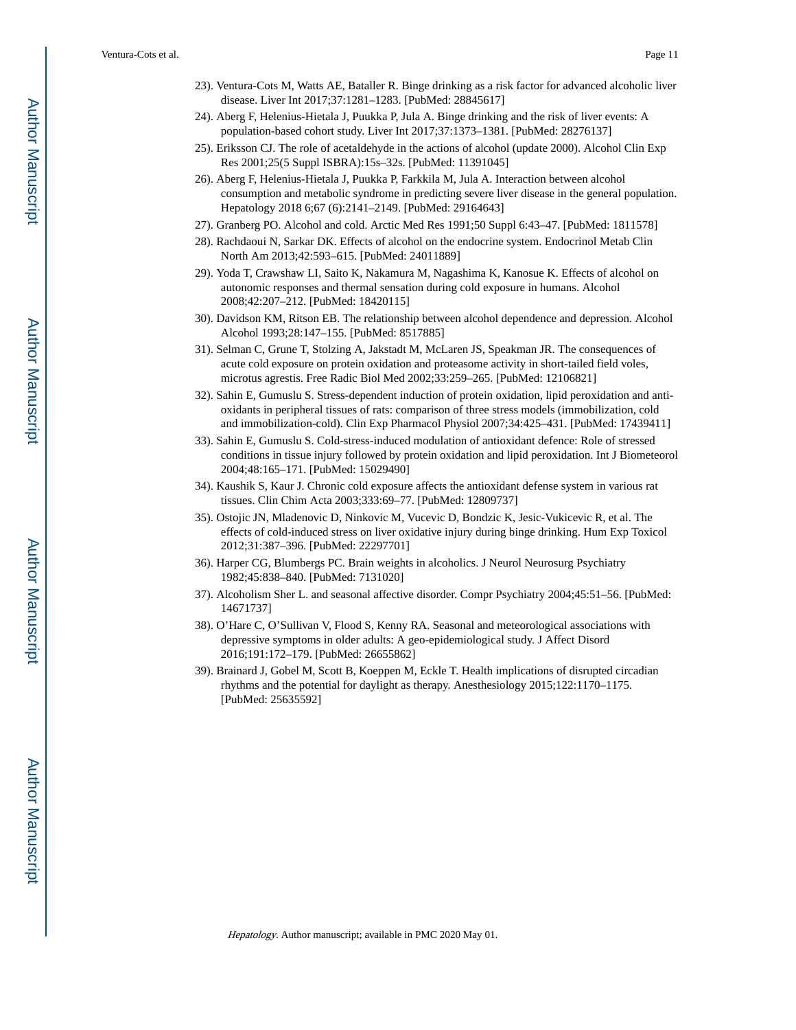23). Ventura-Cots M, Watts AE, Bataller R. Binge drinking as a risk factor for advanced alcoholic liver disease. Liver Int 2017;37:1281–1283. [PubMed: 28845617]

24). Aberg F, Helenius-Hietala J, Puukka P, Jula A. Binge drinking and the risk of liver events: A population-based cohort study. Liver Int 2017;37:1373–1381. [PubMed: 28276137]

25). Eriksson CJ. The role of acetaldehyde in the actions of alcohol (update 2000). Alcohol Clin Exp Res 2001;25(5 Suppl ISBRA):15s–32s. [PubMed: 11391045]

26). Aberg F, Helenius-Hietala J, Puukka P, Farkkila M, Jula A. Interaction between alcohol consumption and metabolic syndrome in predicting severe liver disease in the general population. Hepatology 2018 6;67 (6):2141–2149. [PubMed: 29164643]

27). Granberg PO. Alcohol and cold. Arctic Med Res 1991;50 Suppl 6:43–47. [PubMed: 1811578]

28). Rachdaoui N, Sarkar DK. Effects of alcohol on the endocrine system. Endocrinol Metab Clin North Am 2013;42:593–615. [PubMed: 24011889]

29). Yoda T, Crawshaw LI, Saito K, Nakamura M, Nagashima K, Kanosue K. Effects of alcohol on autonomic responses and thermal sensation during cold exposure in humans. Alcohol 2008;42:207–212. [PubMed: 18420115]

30). Davidson KM, Ritson EB. The relationship between alcohol dependence and depression. Alcohol Alcohol 1993;28:147–155. [PubMed: 8517885]

31). Selman C, Grune T, Stolzing A, Jakstadt M, McLaren JS, Speakman JR. The consequences of acute cold exposure on protein oxidation and proteasome activity in short-tailed field voles, microtus agrestis. Free Radic Biol Med 2002;33:259–265. [PubMed: 12106821]

32). Sahin E, Gumuslu S. Stress-dependent induction of protein oxidation, lipid peroxidation and anti-oxidants in peripheral tissues of rats: comparison of three stress models (immobilization, cold and immobilization-cold). Clin Exp Pharmacol Physiol 2007;34:425–431. [PubMed: 17439411]

33). Sahin E, Gumuslu S. Cold-stress-induced modulation of antioxidant defence: Role of stressed conditions in tissue injury followed by protein oxidation and lipid peroxidation. Int J Biometeorol 2004;48:165–171. [PubMed: 15029490]

34). Kaushik S, Kaur J. Chronic cold exposure affects the antioxidant defense system in various rat tissues. Clin Chim Acta 2003;333:69–77. [PubMed: 12809737]

35). Ostojic JN, Mladenovic D, Ninkovic M, Vucevic D, Bondzic K, Jesic-Vukicevic R, et al. The effects of cold-induced stress on liver oxidative injury during binge drinking. Hum Exp Toxicol 2012;31:387–396. [PubMed: 22297701]

36). Harper CG, Blumbergs PC. Brain weights in alcoholics. J Neurol Neurosurg Psychiatry 1982;45:838–840. [PubMed: 7131020]

37). Alcoholism Sher L. and seasonal affective disorder. Compr Psychiatry 2004;45:51–56. [PubMed: 14671737]

38). O'Hare C, O'Sullivan V, Flood S, Kenny RA. Seasonal and meteorological associations with depressive symptoms in older adults: A geo-epidemiological study. J Affect Disord 2016;191:172–179. [PubMed: 26655862]

39). Brainard J, Gobel M, Scott B, Koeppen M, Eckle T. Health implications of disrupted circadian rhythms and the potential for daylight as therapy. Anesthesiology 2015;122:1170–1175. [PubMed: 25635592]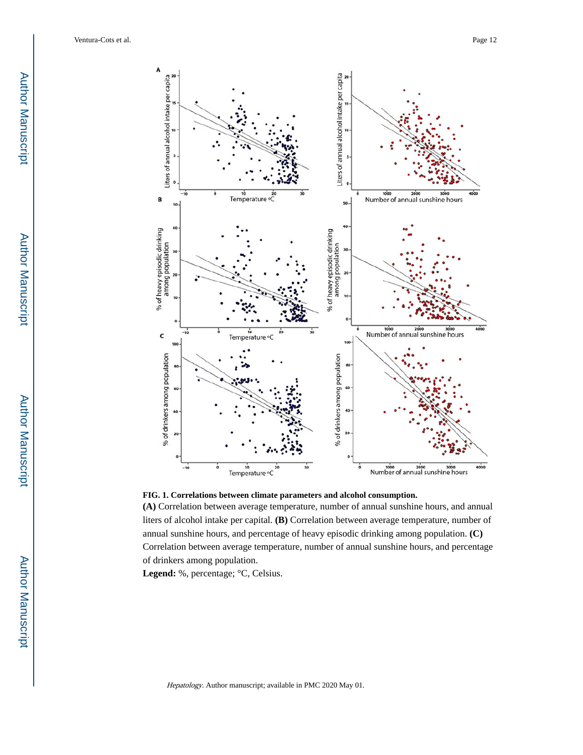**FIG. 1. Correlations between climate parameters and alcohol consumption.**

**(A)** Correlation between average temperature, number of annual sunshine hours, and annual liters of alcohol intake per capital. **(B)** Correlation between average temperature, number of annual sunshine hours, and percentage of heavy episodic drinking among population. **(C)** Correlation between average temperature, number of annual sunshine hours, and percentage of drinkers among population.

**Legend:** %, percentage; °C, Celsius.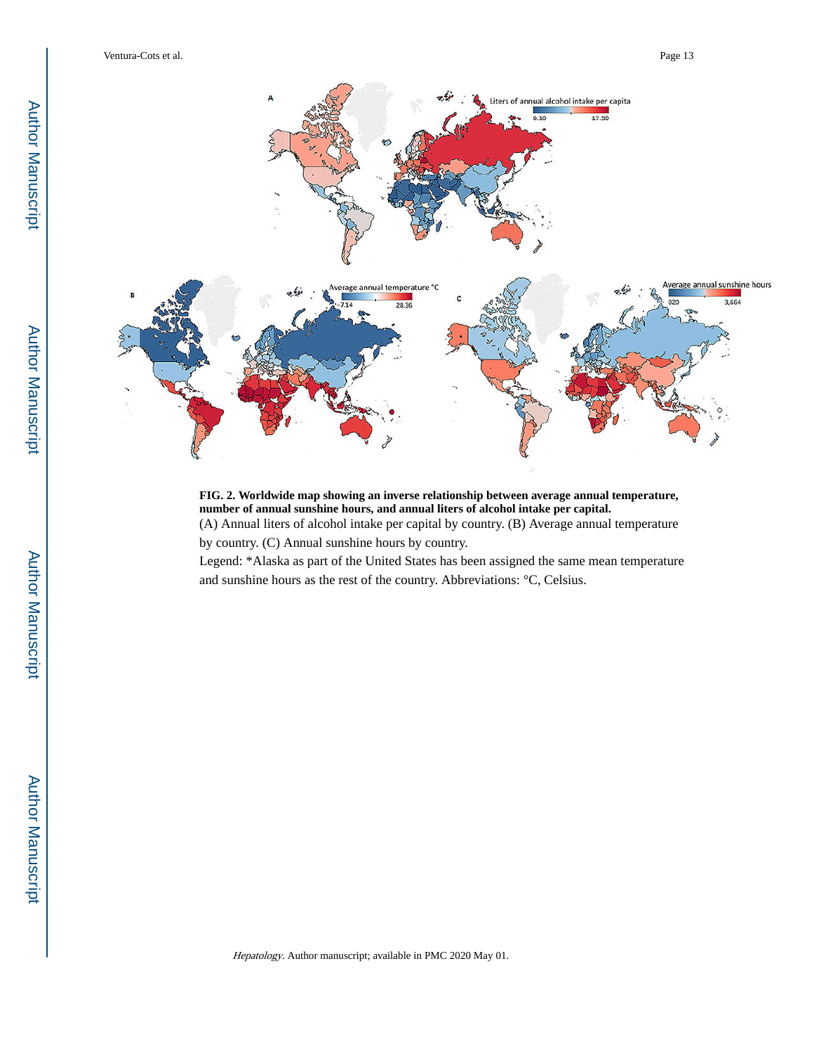**FIG. 2. Worldwide map showing an inverse relationship between average annual temperature, number of annual sunshine hours, and annual liters of alcohol intake per capital.**

(A) Annual liters of alcohol intake per capital by country. (B) Average annual temperature by country. (C) Annual sunshine hours by country.

Legend: *Alaska as part of the United States has been assigned the same mean temperature and sunshine hours as the rest of the country. Abbreviations: °C, Celsius.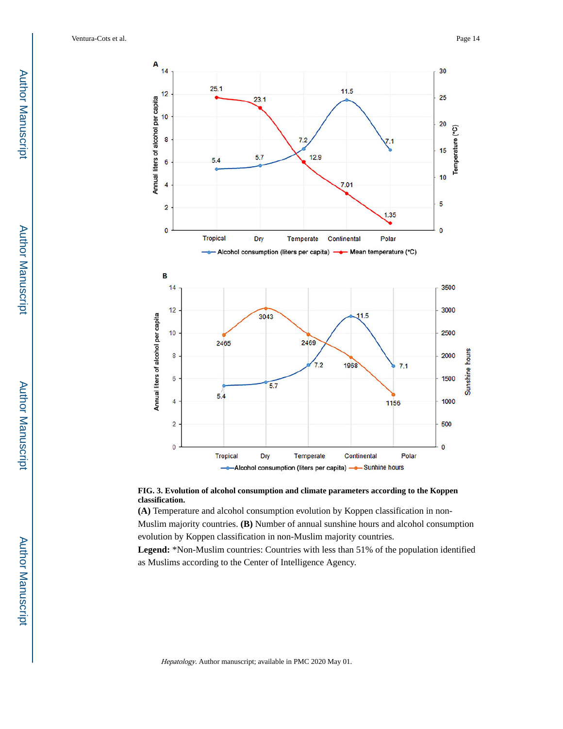**FIG. 3. Evolution of alcohol consumption and climate parameters according to the Koppen classification.**

**(A)** Temperature and alcohol consumption evolution by Koppen classification in non-Muslim majority countries. **(B)** Number of annual sunshine hours and alcohol consumption evolution by Koppen classification in non-Muslim majority countries.

**Legend:** *Non-Muslim countries: Countries with less than 51% of the population identified as Muslims according to the Center of Intelligence Agency.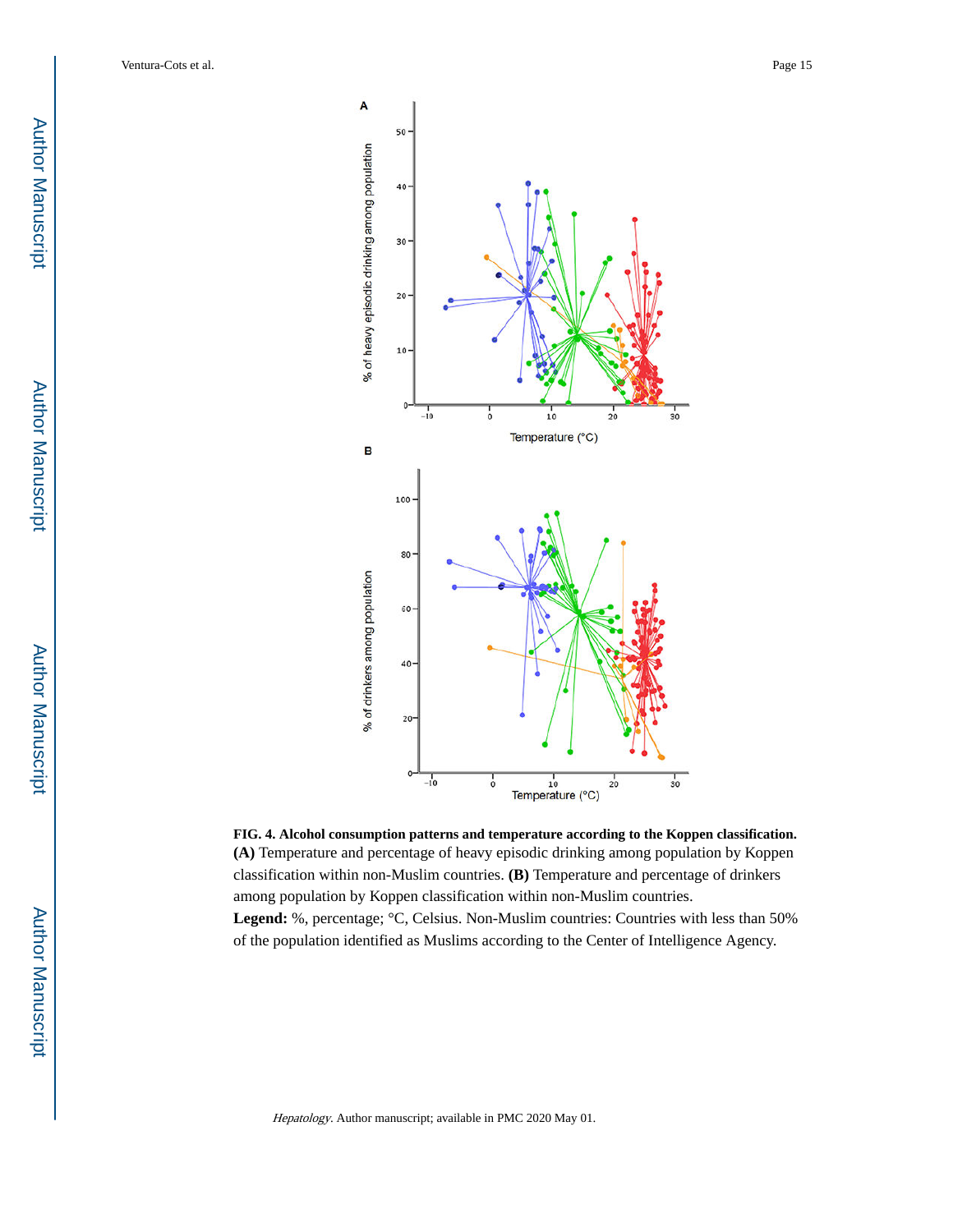**FIG. 4. Alcohol consumption patterns and temperature according to the Koppen classification.**

**(A)** Temperature and percentage of heavy episodic drinking among population by Koppen classification within non-Muslim countries. **(B)** Temperature and percentage of drinkers among population by Koppen classification within non-Muslim countries.

**Legend:** %, percentage; °C, Celsius. Non-Muslim countries: Countries with less than 50% of the population identified as Muslims according to the Center of Intelligence Agency.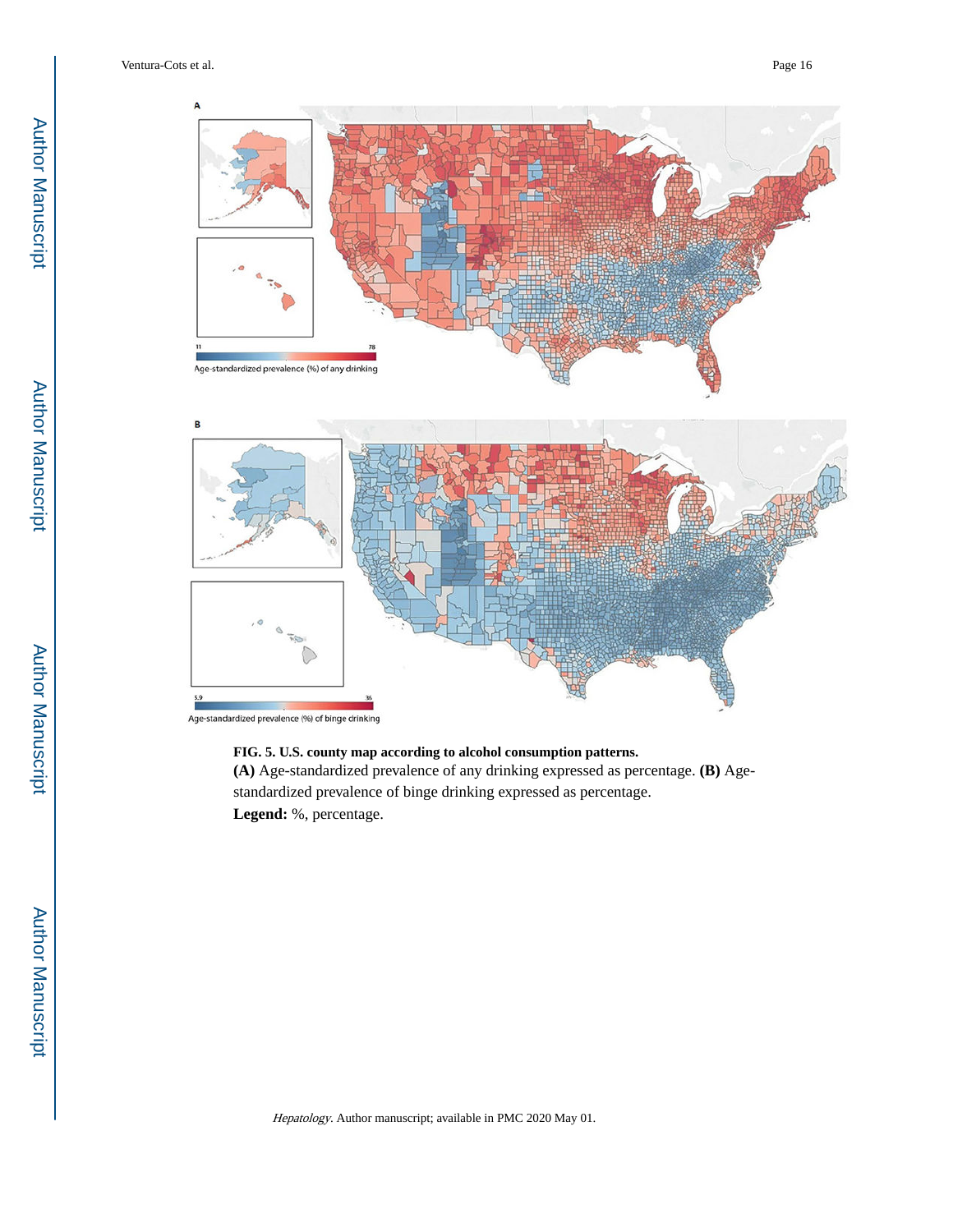**FIG. 5. U.S. county map according to alcohol consumption patterns.**

**(A)** Age-standardized prevalence of any drinking expressed as percentage. **(B)** Age-standardized prevalence of binge drinking expressed as percentage.

**Legend:** %, percentage.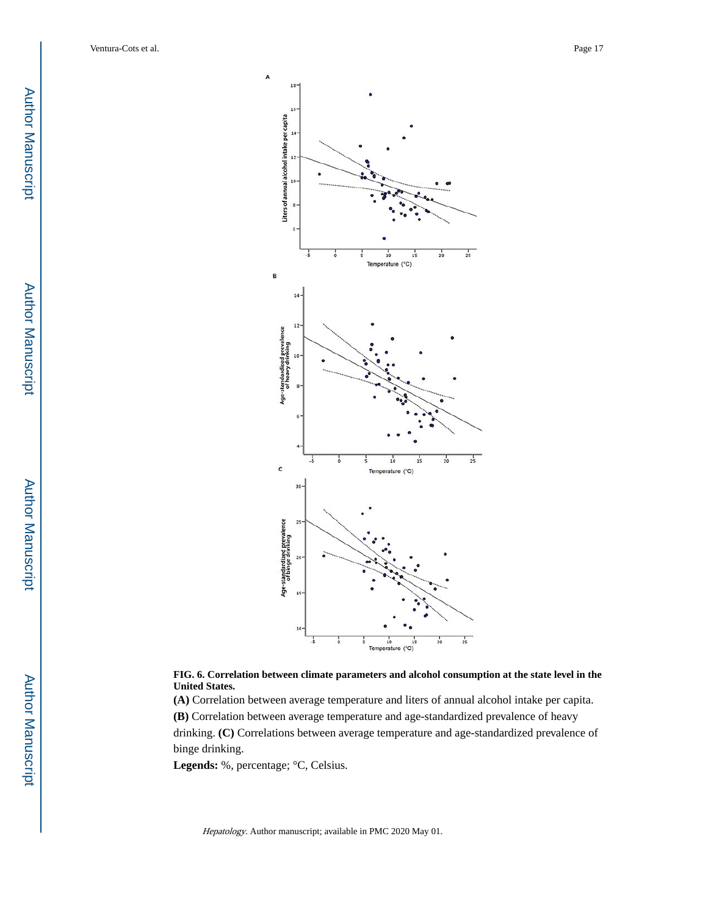**FIG. 6. Correlation between climate parameters and alcohol consumption at the state level in the United States.**

**(A)** Correlation between average temperature and liters of annual alcohol intake per capita. **(B)** Correlation between average temperature and age-standardized prevalence of heavy drinking. **(C)** Correlations between average temperature and age-standardized prevalence of binge drinking.

**Legends:** %, percentage; °C, Celsius.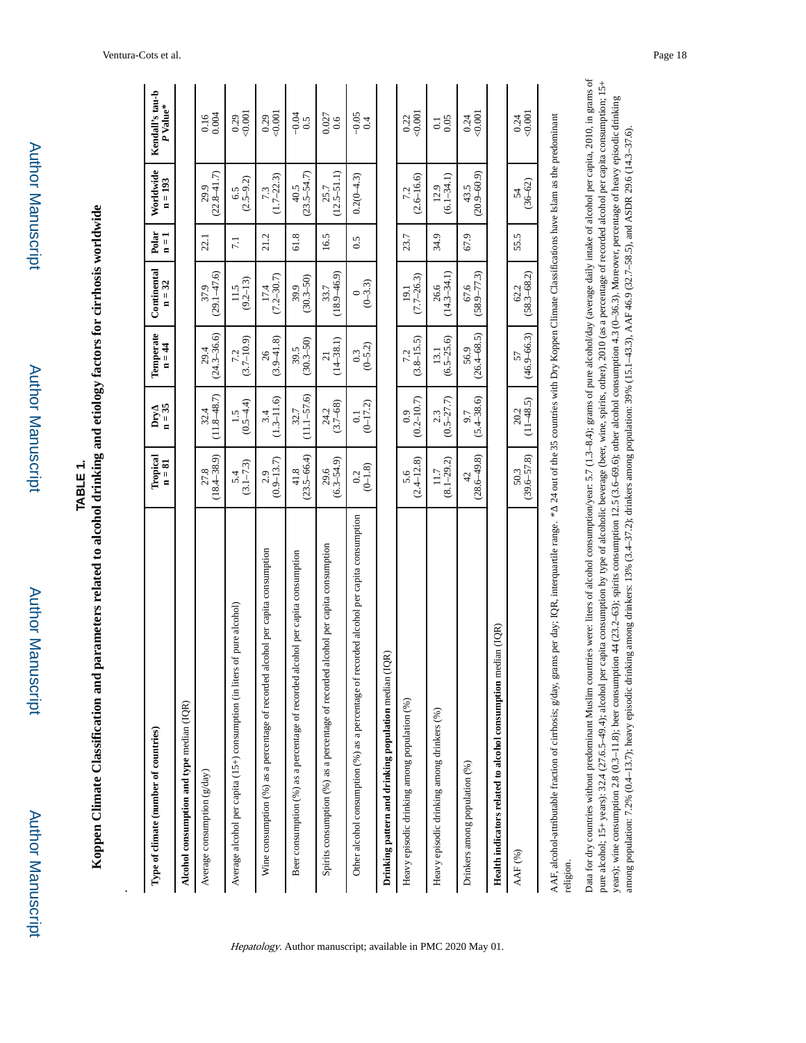# TABLE 1.

## Koppen Climate Classification and parameters related to alcohol drinking and etiology factors for cirrhosis worldwide

| Type of climate (number of countries) | Tropical n = 81 | DryΔ n = 35 | Temperate n = 44 | Continental n = 32 | Polar n = 1 | Worldwide n = 193 | Kendall's tau-b *P* Value* |
|---|---|---|---|---|---|---|---|
| **Alcohol consumption and type** median (IQR) | | | | | | | |
| Average consumption (g/day) | 27.8 (18.4–38.9) | 32.4 (11.8–48.7) | 29.4 (24.3–36.6) | 37.9 (29.1–47.6) | 22.1 | 29.9 (22.8–41.7) | 0.16 0.004 |
| Average alcohol per capita (15+) consumption (in liters of pure alcohol) | 5.4 (3.1–7.3) | 1.5 (0.5–4.4) | 7.2 (3.7–10.9) | 11.5 (9.2–13) | 7.1 | 6.5 (2.5–9.2) | 0.29 <0.001 |
| Wine consumption (%) as a percentage of recorded alcohol per capita consumption | 2.9 (0.9–13.7) | 3.4 (1.3–11.6) | 26 (3.9–41.8) | 17.4 (7.2–30.7) | 21.2 | 7.3 (1.7–22.3) | 0.29 <0.001 |
| Beer consumption (%) as a percentage of recorded alcohol per capita consumption | 41.8 (23.5–66.4) | 32.7 (11.1–57.6) | 39.5 (30.3–50) | 39.9 (30.3–50) | 61.8 | 40.5 (23.5–54.7) | −0.04 0.5 |
| Spirits consumption (%) as a percentage of recorded alcohol per capita consumption | 29.6 (6.3–54.9) | 24.2 (3.7–68) | 21 (14–38.1) | 33.7 (18.9–46.9) | 16.5 | 25.7 (12.5–51.1) | 0.027 0.6 |
| Other alcohol consumption (%) as a percentage of recorded alcohol per capita consumption | 0.2 (0–1.8) | 0.1 (0–17.2) | 0.3 (0–5.2) | 0 (0–3.3) | 0.5 | 0.2(0–4.3) | −0.05 0.4 |
| **Drinking pattern and drinking population** median (IQR) | | | | | | | |
| Heavy episodic drinking among population (%) | 5.6 (2.4–12.8) | 0.9 (0.2–10.7) | 7.2 (3.8–15.5) | 19.1 (7.7–26.3) | 23.7 | 7.2 (2.6–16.6) | 0.22 <0.001 |
| Heavy episodic drinking among drinkers (%) | 11.7 (8.1–29.2) | 2.3 (0.5–27.7) | 13.1 (6.5–25.6) | 26.6 (14.3–34.1) | 34.9 | 12.9 (6.1–34.1) | 0.1 0.05 |
| Drinkers among population (%) | 42 (28.6–49.8) | 9.7 (5.4–38.6) | 56.9 (26.4–68.5) | 67.6 (58.9–77.3) | 67.9 | 43.5 (20.9–60.9) | 0.24 <0.001 |
| **Health indicators related to alcohol consumption** median (IQR) | | | | | | | |
| AAF (%) | 50.3 (39.6–57.8) | 20.2 (11–48.5) | 57 (46.9–66.3) | 62.2 (58.3–68.2) | 55.5 | 54 (36–62) | 0.24 <0.001 |

AAF, alcohol-attributable fraction of cirrhosis; g/day, grams per day; IQR, interquartile range. *Δ 24 out of the 35 countries with Dry Koppen Climate Classifications have Islam as the predominant religion.

Data for dry countries without predominant Muslim countries were: liters of alcohol consumption/year: 5.7 (1.3–8.4); grams of pure alcohol/day (average daily intake of alcohol per capita, 2010, in grams of pure alcohol; 15+ years): 32.4 (27.6.5–49.4); alcohol per capita consumption by type of alcoholic beverage (beer, wine, spirits, other), 2010 (as a percentage of recorded alcohol per capita consumption; 15+ years); wine consumption 2.8 (0.3–11.8); beer consumption 44 (23.2–63); spirits consumption 12.5 (3.6–69.6); other alcohol consumption 4.3 (0–36.3). Moreover, percentage of heavy episodic drinking among population: 7.2% (0.4–13.7); heavy episodic drinking among drinkers: 13% (3.4–37.2); drinkers among population: 39% (15.1–43.3), AAF 46.9 (32.7–58.5), and ASDR 29.6 (14.3–37.6).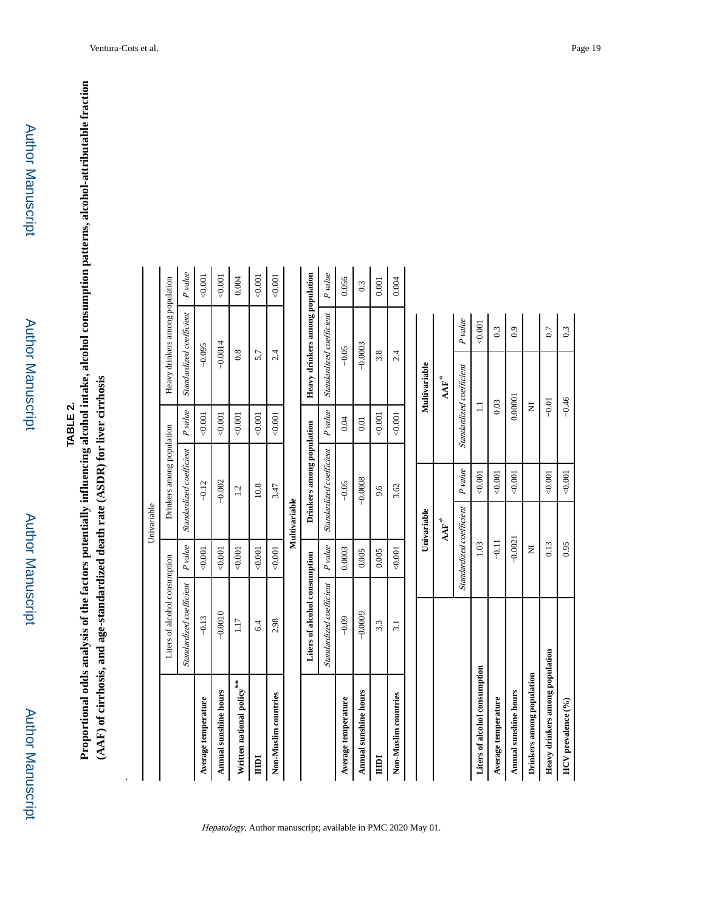# TABLE 2.

**Proportional odds analysis of the factors potentially influencing alcohol intake, alcohol consumption patterns, alcohol-attributable fraction (AAF) of cirrhosis, and age-standardized death rate (ASDR) for liver cirrhosis**

| | Univariable | | | | | |
|---|---|---|---|---|---|---|
| | Liters of alcohol consumption | | Drinkers among population | | Heavy drinkers among population | |
| | *Standardized coefficient* | *P value* | *Standardized coefficient* | *P value* | *Standardized coefficient* | *P value* |
| **Average temperature** | −0.13 | <0.001 | −0.12 | <0.001 | −0.095 | <0.001 |
| **Annual sunshine hours** | −0.0010 | <0.001 | −0.002 | <0.001 | −0.0014 | <0.001 |
| **Written national policy**[**] | 1.17 | <0.001 | 1.2 | <0.001 | 0.8 | 0.004 |
| **HDI** | 6.4 | <0.001 | 10.8 | <0.001 | 5.7 | <0.001 |
| **Non-Muslim countries** | 2.98 | <0.001 | 3.47 | <0.001 | 2.4 | <0.001 |

| | Multivariable | | | | | |
|---|---|---|---|---|---|---|
| | **Liters of alcohol consumption** | | **Drinkers among population** | | **Heavy drinkers among population** | |
| | *Standardized coefficient* | *P value* | *Standardized coefficient* | *P value* | *Standardized coefficient* | *P value* |
| **Average temperature** | −0.09 | 0.0003 | −0.05 | 0.04 | −0.05 | 0.056 |
| **Annual sunshine hours** | −0.0009 | 0.005 | −0.0008 | 0.01 | −0.0003 | 0.3 |
| **HDI** | 3.3 | 0.005 | 9.6 | <0.001 | 3.8 | 0.001 |
| **Non-Muslim countries** | 3.1 | <0.001 | 3.62 | <0.001 | 2.4 | 0.004 |

| | Univariable | | Multivariable | |
|---|---|---|---|---|
| | **AAF**[*] | | **AAF**[*] | |
| | *Standardized coefficient* | *P value* | *Standardized coefficient* | *P value* |
| **Liters of alcohol consumption** | 1.03 | <0.001 | 1.1 | <0.001 |
| **Average temperature** | −0.11 | <0.001 | 0.03 | 0.3 |
| **Annual sunshine hours** | −0.0021 | <0.001 | 0.00001 | 0.9 |
| **Drinkers among population** | NI | | NI | |
| **Heavy drinkers among population** | 0.13 | <0.001 | −0.01 | 0.7 |
| **HCV prevalence (%)** | 0.95 | <0.001 | −0.46 | 0.3 |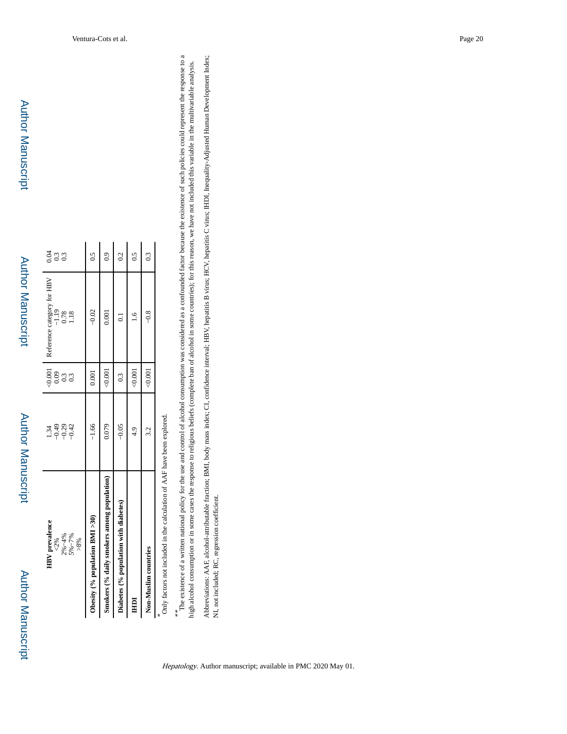| | | | | |
|---|---|---|---|---|
| **HBV prevalence** | | | | |
| <2% | 1.34 | <0.001 | Reference category for HBV | 0.04 |
| 2%–4% | −0.49 | 0.09 | −1.19 | 0.3 |
| 5%–7% | −0.29 | 0.3 | 0.78 | 0.3 |
| >8% | −0.42 | 0.3 | 1.18 | |
| **Obesity (% population BMI >30)** | −1.66 | 0.001 | −0.02 | 0.5 |
| **Smokers (% daily smokers among population)** | 0.079 | <0.001 | 0.001 | 0.9 |
| **Diabetes (% population with diabetes)** | −0.05 | 0.3 | 0.1 | 0.2 |
| **IHDI** | 4.9 | <0.001 | 1.6 | 0.5 |
| **Non-Muslim countries** | 3.2 | <0.001 | −0.8 | 0.3 |

\* Only factors not included in the calculation of AAF have been explored.

\*\* The existence of a written national policy for the use and control of alcohol consumption was considered as a confounded factor because the existence of such policies could represent the response to a high alcohol consumption or in some cases the response to religious beliefs (complete ban of alcohol in some countries); for this reason, we have not included this variable in the multivariable analysis.

Abbreviations: AAF, alcohol-attributable fraction; BMI, body mass index; CI, confidence interval; HBV, hepatitis B virus; HCV, hepatitis C virus; IHDI, Inequality-Adjusted Human Development Index; NI, not included; RC, regression coefficient.